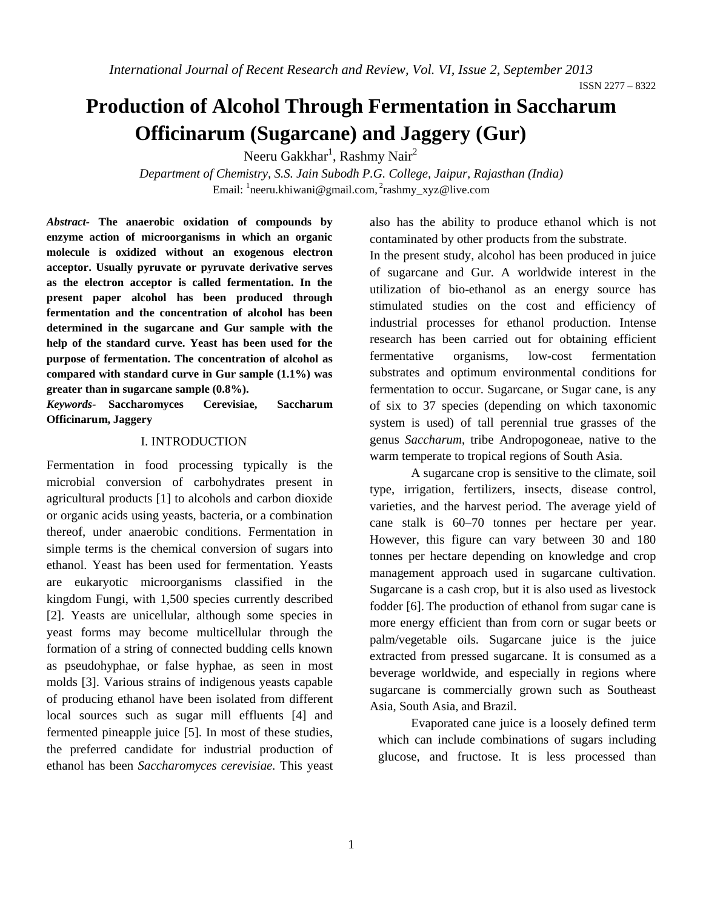# Production of Alcohol Through Fermentation in Saccharum Officinarum (Sugarcane) and Jaggery (Gur)

Neeru Gakkhar[1], Rashmy Nair[2]

*Department of Chemistry, S.S. Jain Subodh P.G. College, Jaipur, Rajasthan (India)*

Email: [1]neeru.khiwani@gmail.com, [2]rashmy_xyz@live.com

***Abstract-*** **The anaerobic oxidation of compounds by enzyme action of microorganisms in which an organic molecule is oxidized without an exogenous electron acceptor. Usually pyruvate or pyruvate derivative serves as the electron acceptor is called fermentation. In the present paper alcohol has been produced through fermentation and the concentration of alcohol has been determined in the sugarcane and Gur sample with the help of the standard curve. Yeast has been used for the purpose of fermentation. The concentration of alcohol as compared with standard curve in Gur sample (1.1%) was greater than in sugarcane sample (0.8%).**

***Keywords-*** **Saccharomyces Cerevisiae, Saccharum Officinarum, Jaggery**

## I. INTRODUCTION

Fermentation in food processing typically is the microbial conversion of carbohydrates present in agricultural products [1] to alcohols and carbon dioxide or organic acids using yeasts, bacteria, or a combination thereof, under anaerobic conditions. Fermentation in simple terms is the chemical conversion of sugars into ethanol. Yeast has been used for fermentation. Yeasts are eukaryotic microorganisms classified in the kingdom Fungi, with 1,500 species currently described [2]. Yeasts are unicellular, although some species in yeast forms may become multicellular through the formation of a string of connected budding cells known as pseudohyphae, or false hyphae, as seen in most molds [3]. Various strains of indigenous yeasts capable of producing ethanol have been isolated from different local sources such as sugar mill effluents [4] and fermented pineapple juice [5]. In most of these studies, the preferred candidate for industrial production of ethanol has been *Saccharomyces cerevisiae.* This yeast also has the ability to produce ethanol which is not contaminated by other products from the substrate.

In the present study, alcohol has been produced in juice of sugarcane and Gur. A worldwide interest in the utilization of bio-ethanol as an energy source has stimulated studies on the cost and efficiency of industrial processes for ethanol production. Intense research has been carried out for obtaining efficient fermentative organisms, low-cost fermentation substrates and optimum environmental conditions for fermentation to occur. Sugarcane, or Sugar cane, is any of six to 37 species (depending on which taxonomic system is used) of tall perennial true grasses of the genus *Saccharum*, tribe Andropogoneae, native to the warm temperate to tropical regions of South Asia.

A sugarcane crop is sensitive to the climate, soil type, irrigation, fertilizers, insects, disease control, varieties, and the harvest period. The average yield of cane stalk is 60–70 tonnes per hectare per year. However, this figure can vary between 30 and 180 tonnes per hectare depending on knowledge and crop management approach used in sugarcane cultivation. Sugarcane is a cash crop, but it is also used as livestock fodder [6]. The production of ethanol from sugar cane is more energy efficient than from corn or sugar beets or palm/vegetable oils. Sugarcane juice is the juice extracted from pressed sugarcane. It is consumed as a beverage worldwide, and especially in regions where sugarcane is commercially grown such as Southeast Asia, South Asia, and Brazil.

Evaporated cane juice is a loosely defined term which can include combinations of sugars including glucose, and fructose. It is less processed than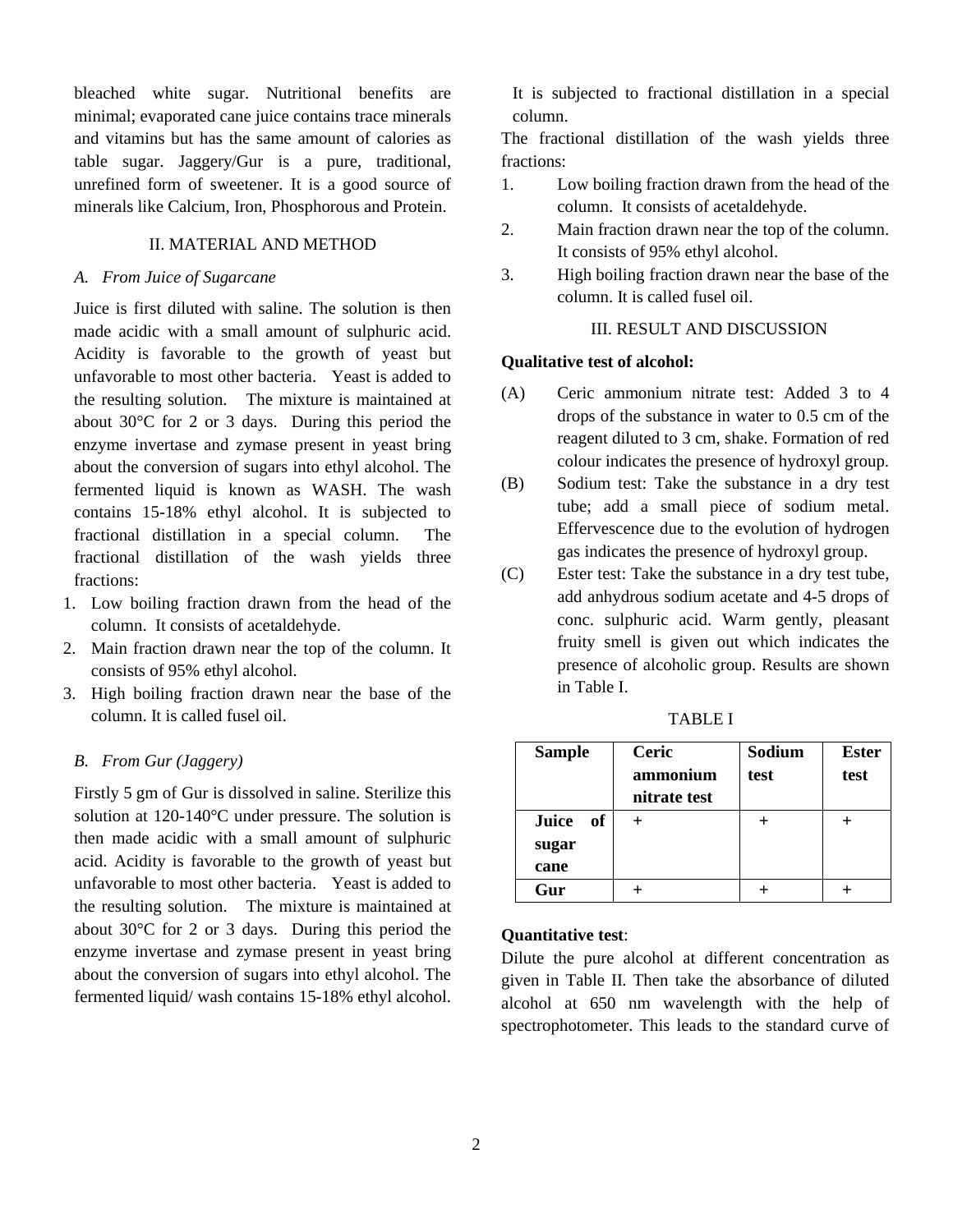bleached white sugar. Nutritional benefits are minimal; evaporated cane juice contains trace minerals and vitamins but has the same amount of calories as table sugar. Jaggery/Gur is a pure, traditional, unrefined form of sweetener. It is a good source of minerals like Calcium, Iron, Phosphorous and Protein.

## II. MATERIAL AND METHOD

### *A. From Juice of Sugarcane*

Juice is first diluted with saline. The solution is then made acidic with a small amount of sulphuric acid. Acidity is favorable to the growth of yeast but unfavorable to most other bacteria. Yeast is added to the resulting solution. The mixture is maintained at about 30°C for 2 or 3 days. During this period the enzyme invertase and zymase present in yeast bring about the conversion of sugars into ethyl alcohol. The fermented liquid is known as WASH. The wash contains 15-18% ethyl alcohol. It is subjected to fractional distillation in a special column. The fractional distillation of the wash yields three fractions:

1. Low boiling fraction drawn from the head of the column. It consists of acetaldehyde.
2. Main fraction drawn near the top of the column. It consists of 95% ethyl alcohol.
3. High boiling fraction drawn near the base of the column. It is called fusel oil.

### *B. From Gur (Jaggery)*

Firstly 5 gm of Gur is dissolved in saline. Sterilize this solution at 120-140°C under pressure. The solution is then made acidic with a small amount of sulphuric acid. Acidity is favorable to the growth of yeast but unfavorable to most other bacteria. Yeast is added to the resulting solution. The mixture is maintained at about 30°C for 2 or 3 days. During this period the enzyme invertase and zymase present in yeast bring about the conversion of sugars into ethyl alcohol. The fermented liquid/ wash contains 15-18% ethyl alcohol. It is subjected to fractional distillation in a special column.

The fractional distillation of the wash yields three fractions:

1. Low boiling fraction drawn from the head of the column. It consists of acetaldehyde.
2. Main fraction drawn near the top of the column. It consists of 95% ethyl alcohol.
3. High boiling fraction drawn near the base of the column. It is called fusel oil.

## III. RESULT AND DISCUSSION

**Qualitative test of alcohol:**

(A) Ceric ammonium nitrate test: Added 3 to 4 drops of the substance in water to 0.5 cm of the reagent diluted to 3 cm, shake. Formation of red colour indicates the presence of hydroxyl group.

(B) Sodium test: Take the substance in a dry test tube; add a small piece of sodium metal. Effervescence due to the evolution of hydrogen gas indicates the presence of hydroxyl group.

(C) Ester test: Take the substance in a dry test tube, add anhydrous sodium acetate and 4-5 drops of conc. sulphuric acid. Warm gently, pleasant fruity smell is given out which indicates the presence of alcoholic group. Results are shown in Table I.

TABLE I

| Sample | Ceric ammonium nitrate test | Sodium test | Ester test |
|---|---|---|---|
| Juice of sugar cane | + | + | + |
| Gur | + | + | + |

**Quantitative test**:

Dilute the pure alcohol at different concentration as given in Table II. Then take the absorbance of diluted alcohol at 650 nm wavelength with the help of spectrophotometer. This leads to the standard curve of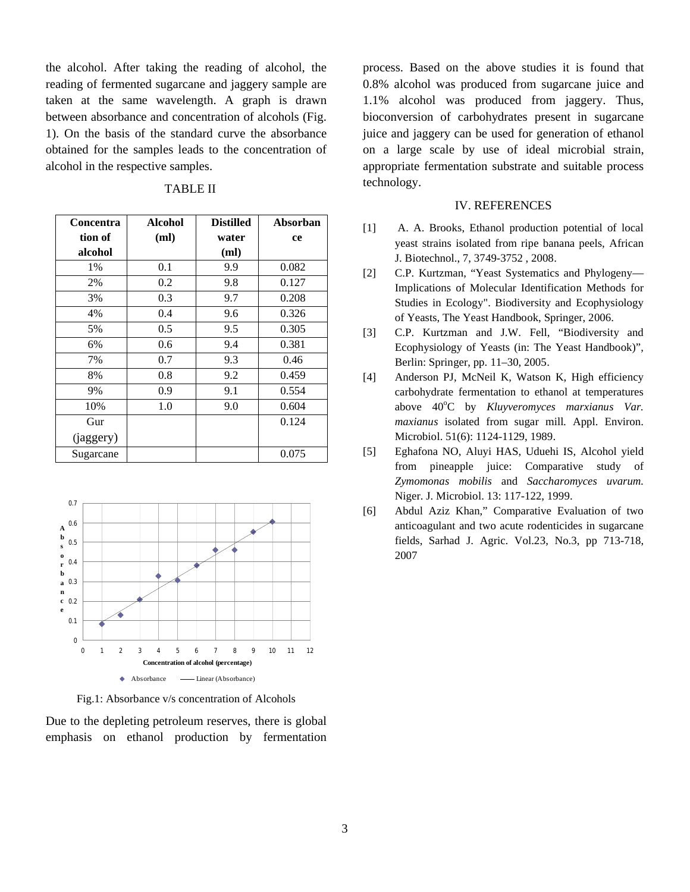the alcohol. After taking the reading of alcohol, the reading of fermented sugarcane and jaggery sample are taken at the same wavelength. A graph is drawn between absorbance and concentration of alcohols (Fig. 1). On the basis of the standard curve the absorbance obtained for the samples leads to the concentration of alcohol in the respective samples.

TABLE II

| Concentration of alcohol | Alcohol (ml) | Distilled water (ml) | Absorbance |
|---|---|---|---|
| 1% | 0.1 | 9.9 | 0.082 |
| 2% | 0.2 | 9.8 | 0.127 |
| 3% | 0.3 | 9.7 | 0.208 |
| 4% | 0.4 | 9.6 | 0.326 |
| 5% | 0.5 | 9.5 | 0.305 |
| 6% | 0.6 | 9.4 | 0.381 |
| 7% | 0.7 | 9.3 | 0.46 |
| 8% | 0.8 | 9.2 | 0.459 |
| 9% | 0.9 | 9.1 | 0.554 |
| 10% | 1.0 | 9.0 | 0.604 |
| Gur (jaggery) | | | 0.124 |
| Sugarcane | | | 0.075 |

Absorbance

0.7
0.6
0.5
0.4
0.3
0.2
0.1
0

0 1 2 3 4 5 6 7 8 9 10 11 12

Concentration of alcohol (percentage)

Absorbance — Linear (Absorbance)

Fig.1: Absorbance v/s concentration of Alcohols

Due to the depleting petroleum reserves, there is global emphasis on ethanol production by fermentation process. Based on the above studies it is found that 0.8% alcohol was produced from sugarcane juice and 1.1% alcohol was produced from jaggery. Thus, bioconversion of carbohydrates present in sugarcane juice and jaggery can be used for generation of ethanol on a large scale by use of ideal microbial strain, appropriate fermentation substrate and suitable process technology.

## IV. REFERENCES

[1] A. A. Brooks, Ethanol production potential of local yeast strains isolated from ripe banana peels, African J. Biotechnol., 7, 3749-3752 , 2008.

[2] C.P. Kurtzman, "Yeast Systematics and Phylogeny—Implications of Molecular Identification Methods for Studies in Ecology". Biodiversity and Ecophysiology of Yeasts, The Yeast Handbook, Springer, 2006.

[3] C.P. Kurtzman and J.W. Fell, "Biodiversity and Ecophysiology of Yeasts (in: The Yeast Handbook)", Berlin: Springer, pp. 11–30, 2005.

[4] Anderson PJ, McNeil K, Watson K, High efficiency carbohydrate fermentation to ethanol at temperatures above $40^{o}C$ by *Kluyveromyces marxianus Var. maxianus* isolated from sugar mill*.* Appl. Environ. Microbiol. 51(6): 1124-1129, 1989.

[5] Eghafona NO, Aluyi HAS, Uduehi IS, Alcohol yield from pineapple juice: Comparative study of *Zymomonas mobilis* and *Saccharomyces uvarum.* Niger. J. Microbiol. 13: 117-122, 1999.

[6] Abdul Aziz Khan," Comparative Evaluation of two anticoagulant and two acute rodenticides in sugarcane fields, Sarhad J. Agric. Vol.23, No.3, pp 713-718, 2007